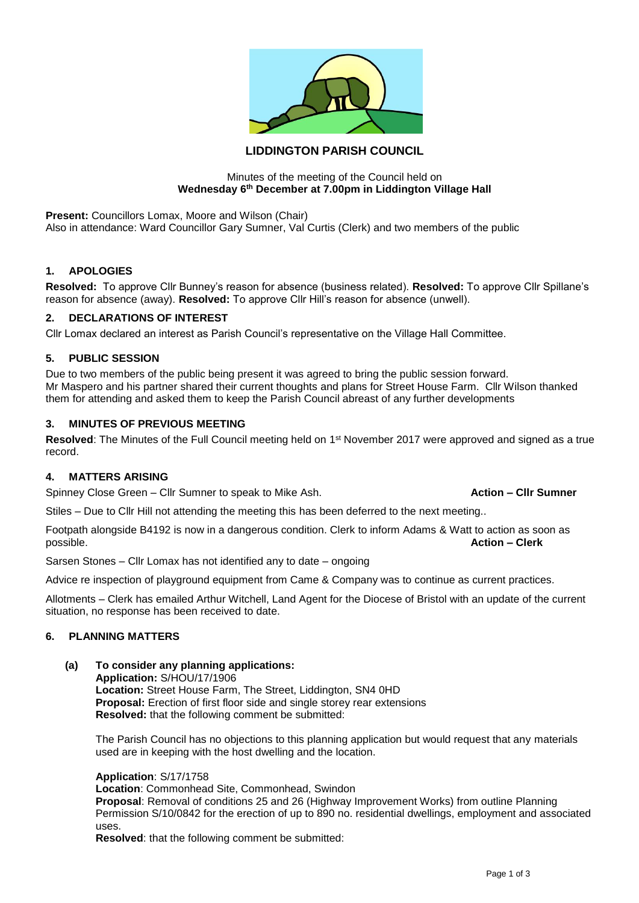# LIDDINGTON PARISH COUNCIL

Minutes of the meeting of the Council held on
**Wednesday 6th December at 7.00pm in Liddington Village Hall**

**Present:** Councillors Lomax, Moore and Wilson (Chair)
Also in attendance: Ward Councillor Gary Sumner, Val Curtis (Clerk) and two members of the public

## 1. APOLOGIES

**Resolved:** To approve Cllr Bunney's reason for absence (business related). **Resolved:** To approve Cllr Spillane's reason for absence (away). **Resolved:** To approve Cllr Hill's reason for absence (unwell).

## 2. DECLARATIONS OF INTEREST

Cllr Lomax declared an interest as Parish Council's representative on the Village Hall Committee.

## 5. PUBLIC SESSION

Due to two members of the public being present it was agreed to bring the public session forward.
Mr Maspero and his partner shared their current thoughts and plans for Street House Farm. Cllr Wilson thanked them for attending and asked them to keep the Parish Council abreast of any further developments

## 3. MINUTES OF PREVIOUS MEETING

**Resolved**: The Minutes of the Full Council meeting held on 1st November 2017 were approved and signed as a true record.

## 4. MATTERS ARISING

Spinney Close Green – Cllr Sumner to speak to Mike Ash. **Action – Cllr Sumner**

Stiles – Due to Cllr Hill not attending the meeting this has been deferred to the next meeting..

Footpath alongside B4192 is now in a dangerous condition. Clerk to inform Adams & Watt to action as soon as possible. **Action – Clerk**

Sarsen Stones – Cllr Lomax has not identified any to date – ongoing

Advice re inspection of playground equipment from Came & Company was to continue as current practices.

Allotments – Clerk has emailed Arthur Witchell, Land Agent for the Diocese of Bristol with an update of the current situation, no response has been received to date.

## 6. PLANNING MATTERS

**(a) To consider any planning applications:**

**Application:** S/HOU/17/1906
**Location:** Street House Farm, The Street, Liddington, SN4 0HD
**Proposal:** Erection of first floor side and single storey rear extensions
**Resolved:** that the following comment be submitted:

The Parish Council has no objections to this planning application but would request that any materials used are in keeping with the host dwelling and the location.

**Application**: S/17/1758
**Location**: Commonhead Site, Commonhead, Swindon
**Proposal**: Removal of conditions 25 and 26 (Highway Improvement Works) from outline Planning Permission S/10/0842 for the erection of up to 890 no. residential dwellings, employment and associated uses.
**Resolved**: that the following comment be submitted: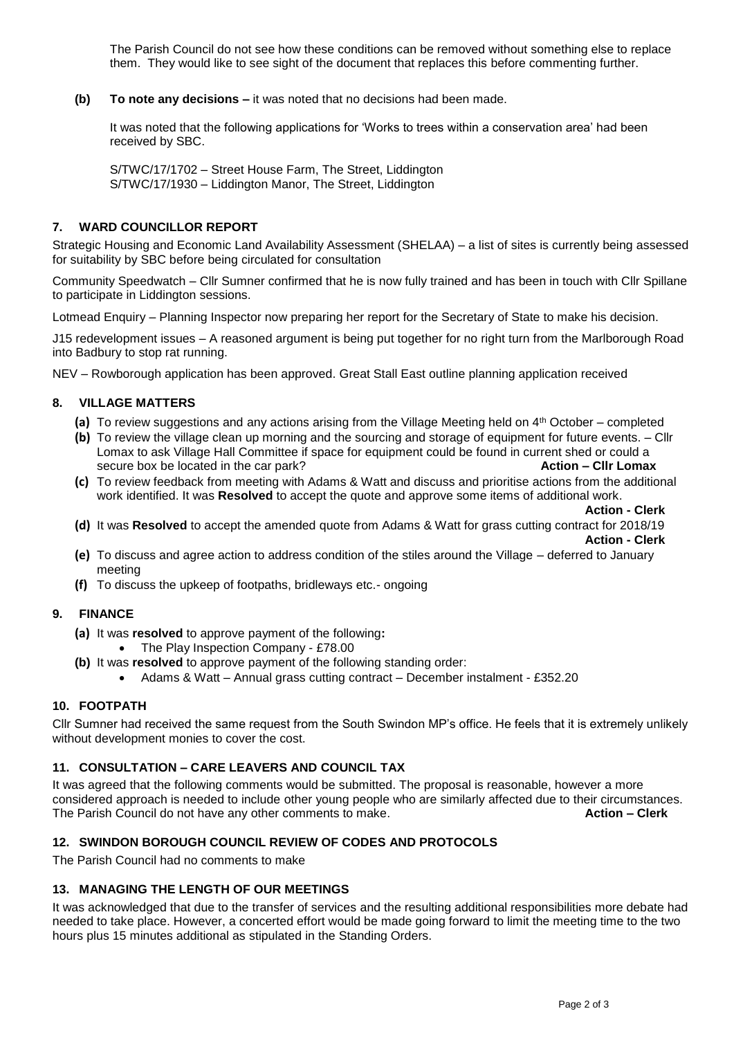The Parish Council do not see how these conditions can be removed without something else to replace them. They would like to see sight of the document that replaces this before commenting further.

**(b) To note any decisions –** it was noted that no decisions had been made.

It was noted that the following applications for 'Works to trees within a conservation area' had been received by SBC.

S/TWC/17/1702 – Street House Farm, The Street, Liddington
S/TWC/17/1930 – Liddington Manor, The Street, Liddington

## 7. WARD COUNCILLOR REPORT

Strategic Housing and Economic Land Availability Assessment (SHELAA) – a list of sites is currently being assessed for suitability by SBC before being circulated for consultation

Community Speedwatch – Cllr Sumner confirmed that he is now fully trained and has been in touch with Cllr Spillane to participate in Liddington sessions.

Lotmead Enquiry – Planning Inspector now preparing her report for the Secretary of State to make his decision.

J15 redevelopment issues – A reasoned argument is being put together for no right turn from the Marlborough Road into Badbury to stop rat running.

NEV – Rowborough application has been approved. Great Stall East outline planning application received

## 8. VILLAGE MATTERS

**(a)** To review suggestions and any actions arising from the Village Meeting held on 4th October – completed

**(b)** To review the village clean up morning and the sourcing and storage of equipment for future events. – Cllr Lomax to ask Village Hall Committee if space for equipment could be found in current shed or could a secure box be located in the car park? **Action – Cllr Lomax**

**(c)** To review feedback from meeting with Adams & Watt and discuss and prioritise actions from the additional work identified. It was **Resolved** to accept the quote and approve some items of additional work. **Action - Clerk**

**(d)** It was **Resolved** to accept the amended quote from Adams & Watt for grass cutting contract for 2018/19 **Action - Clerk**

**(e)** To discuss and agree action to address condition of the stiles around the Village – deferred to January meeting

**(f)** To discuss the upkeep of footpaths, bridleways etc.- ongoing

## 9. FINANCE

**(a)** It was **resolved** to approve payment of the following**:**
- The Play Inspection Company - £78.00

**(b)** It was **resolved** to approve payment of the following standing order:
- Adams & Watt – Annual grass cutting contract – December instalment - £352.20

## 10. FOOTPATH

Cllr Sumner had received the same request from the South Swindon MP's office. He feels that it is extremely unlikely without development monies to cover the cost.

## 11. CONSULTATION – CARE LEAVERS AND COUNCIL TAX

It was agreed that the following comments would be submitted. The proposal is reasonable, however a more considered approach is needed to include other young people who are similarly affected due to their circumstances. The Parish Council do not have any other comments to make. **Action – Clerk**

## 12. SWINDON BOROUGH COUNCIL REVIEW OF CODES AND PROTOCOLS

The Parish Council had no comments to make

## 13. MANAGING THE LENGTH OF OUR MEETINGS

It was acknowledged that due to the transfer of services and the resulting additional responsibilities more debate had needed to take place. However, a concerted effort would be made going forward to limit the meeting time to the two hours plus 15 minutes additional as stipulated in the Standing Orders.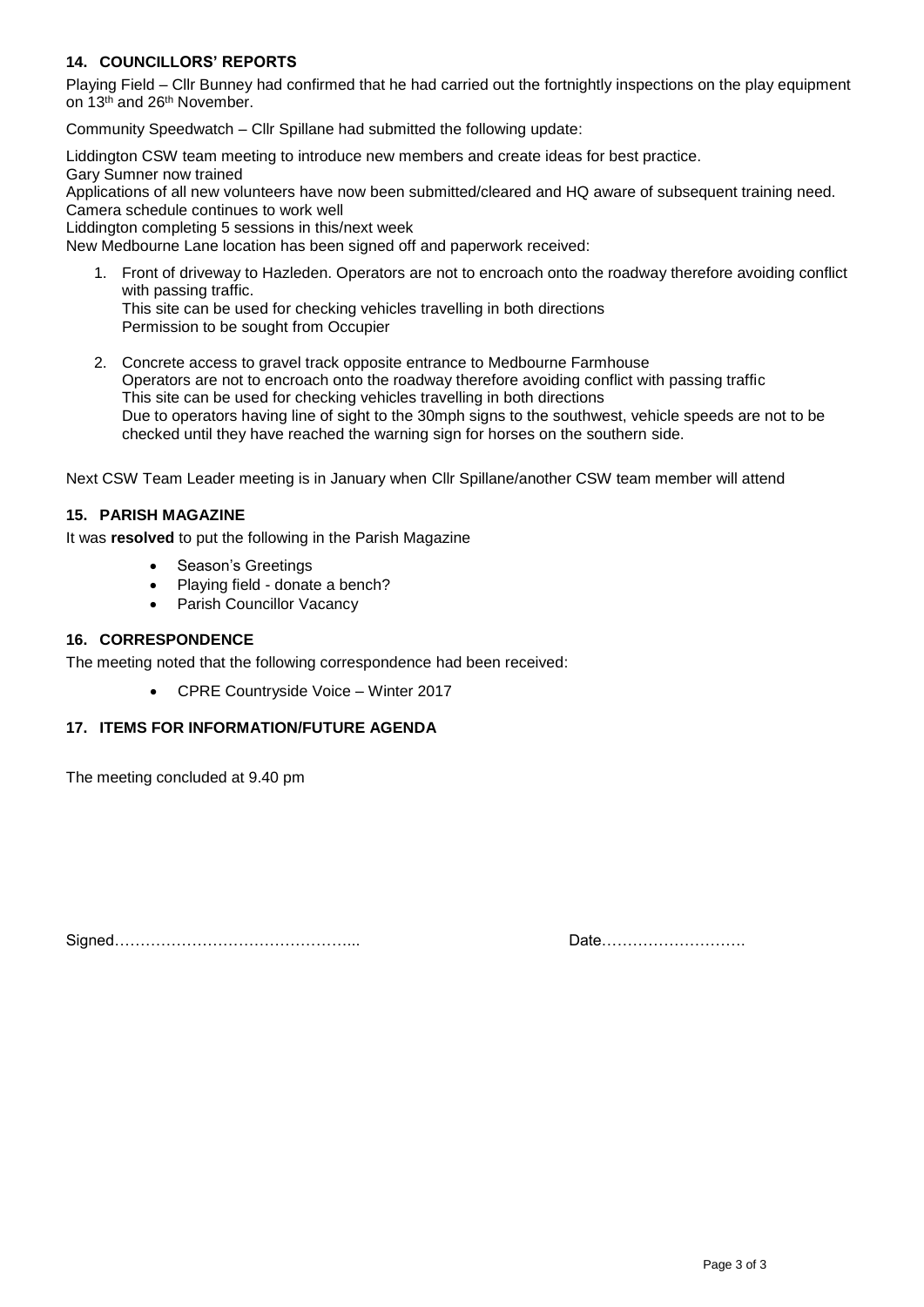### 14. COUNCILLORS' REPORTS

Playing Field – Cllr Bunney had confirmed that he had carried out the fortnightly inspections on the play equipment on 13th and 26th November.

Community Speedwatch – Cllr Spillane had submitted the following update:

Liddington CSW team meeting to introduce new members and create ideas for best practice.
Gary Sumner now trained
Applications of all new volunteers have now been submitted/cleared and HQ aware of subsequent training need.
Camera schedule continues to work well
Liddington completing 5 sessions in this/next week
New Medbourne Lane location has been signed off and paperwork received:

1. Front of driveway to Hazleden. Operators are not to encroach onto the roadway therefore avoiding conflict with passing traffic.
   This site can be used for checking vehicles travelling in both directions
   Permission to be sought from Occupier
2. Concrete access to gravel track opposite entrance to Medbourne Farmhouse
   Operators are not to encroach onto the roadway therefore avoiding conflict with passing traffic
   This site can be used for checking vehicles travelling in both directions
   Due to operators having line of sight to the 30mph signs to the southwest, vehicle speeds are not to be checked until they have reached the warning sign for horses on the southern side.

Next CSW Team Leader meeting is in January when Cllr Spillane/another CSW team member will attend

### 15. PARISH MAGAZINE

It was **resolved** to put the following in the Parish Magazine

- Season's Greetings
- Playing field - donate a bench?
- Parish Councillor Vacancy

### 16. CORRESPONDENCE

The meeting noted that the following correspondence had been received:

- CPRE Countryside Voice – Winter 2017

### 17. ITEMS FOR INFORMATION/FUTURE AGENDA

The meeting concluded at 9.40 pm

Signed……………………………………... Date……………………….